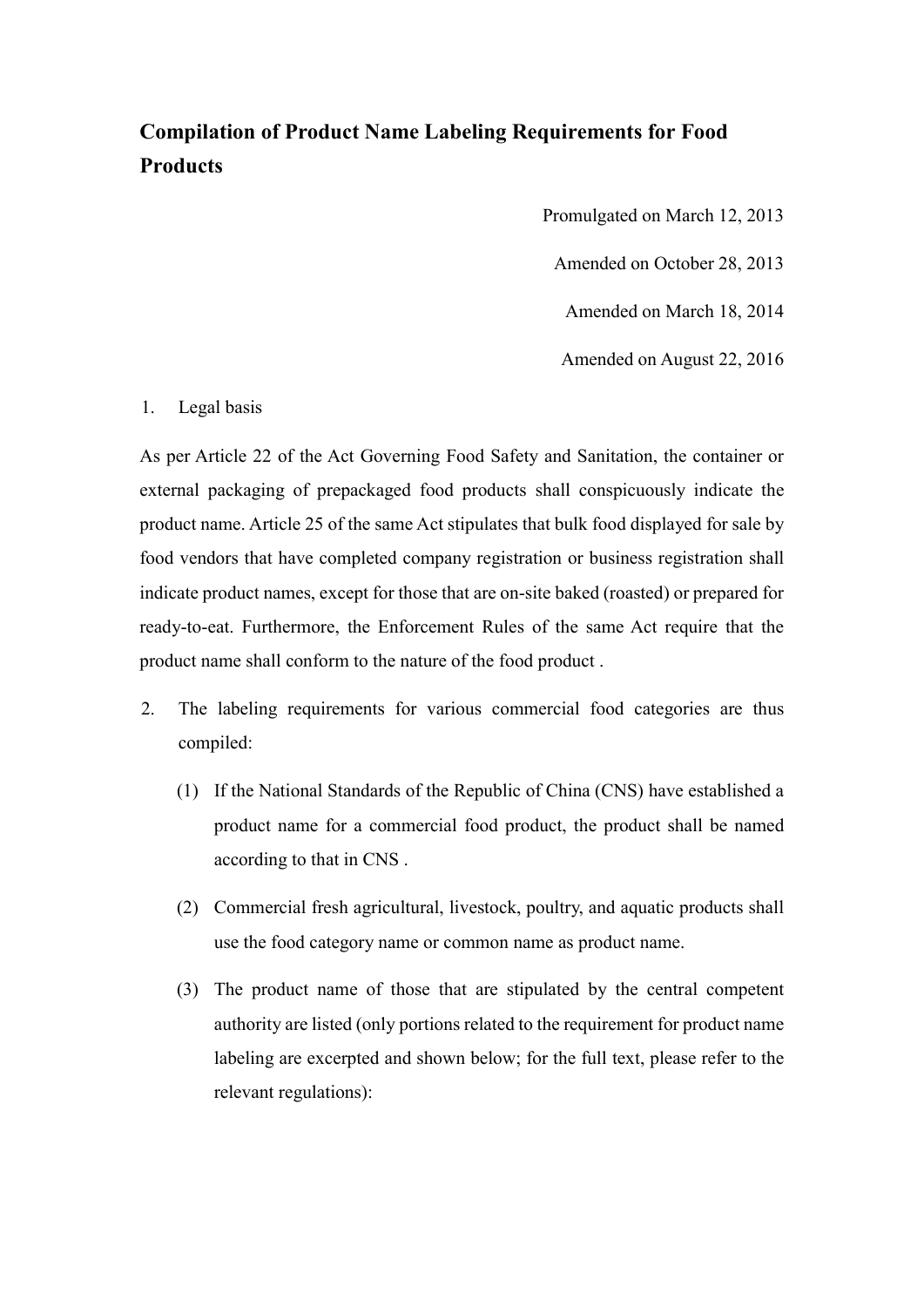# Compilation of Product Name Labeling Requirements for Food Products

Promulgated on March 12, 2013

Amended on October 28, 2013

Amended on March 18, 2014

Amended on August 22, 2016

1. Legal basis

As per Article 22 of the Act Governing Food Safety and Sanitation, the container or external packaging of prepackaged food products shall conspicuously indicate the product name. Article 25 of the same Act stipulates that bulk food displayed for sale by food vendors that have completed company registration or business registration shall indicate product names, except for those that are on-site baked (roasted) or prepared for ready-to-eat. Furthermore, the Enforcement Rules of the same Act require that the product name shall conform to the nature of the food product .

2. The labeling requirements for various commercial food categories are thus compiled:

   (1) If the National Standards of the Republic of China (CNS) have established a product name for a commercial food product, the product shall be named according to that in CNS .

   (2) Commercial fresh agricultural, livestock, poultry, and aquatic products shall use the food category name or common name as product name.

   (3) The product name of those that are stipulated by the central competent authority are listed (only portions related to the requirement for product name labeling are excerpted and shown below; for the full text, please refer to the relevant regulations):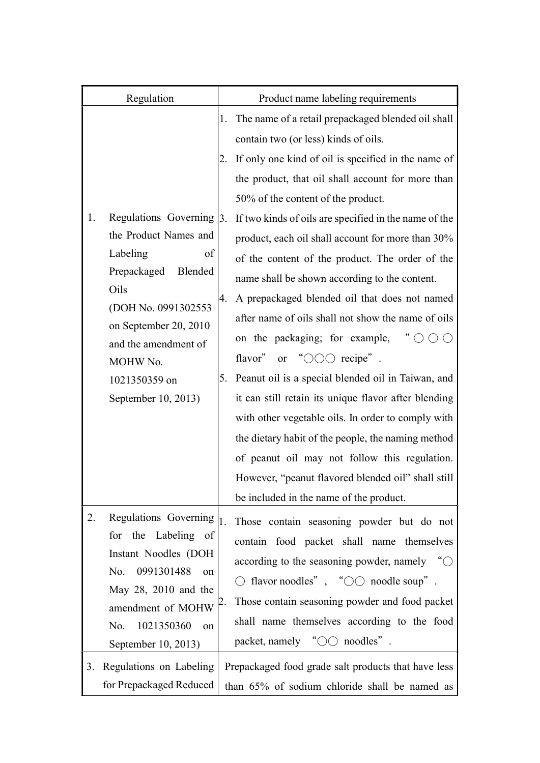| Regulation | Product name labeling requirements |
|---|---|
| 1. Regulations Governing the Product Names and Labeling of Prepackaged Blended Oils (DOH No. 0991302553 on September 20, 2010 and the amendment of MOHW No. 1021350359 on September 10, 2013) | 1. The name of a retail prepackaged blended oil shall contain two (or less) kinds of oils.<br>2. If only one kind of oil is specified in the name of the product, that oil shall account for more than 50% of the content of the product.<br>3. If two kinds of oils are specified in the name of the product, each oil shall account for more than 30% of the content of the product. The order of the name shall be shown according to the content.<br>4. A prepackaged blended oil that does not named after name of oils shall not show the name of oils on the packaging; for example, "○○○ flavor" or "○○○ recipe".<br>5. Peanut oil is a special blended oil in Taiwan, and it can still retain its unique flavor after blending with other vegetable oils. In order to comply with the dietary habit of the people, the naming method of peanut oil may not follow this regulation. However, "peanut flavored blended oil" shall still be included in the name of the product. |
| 2. Regulations Governing for the Labeling of Instant Noodles (DOH No. 0991301488 on May 28, 2010 and the amendment of MOHW No. 1021350360 on September 10, 2013) | 1. Those contain seasoning powder but do not contain food packet shall name themselves according to the seasoning powder, namely "○○ flavor noodles", "○○ noodle soup".<br>2. Those contain seasoning powder and food packet shall name themselves according to the food packet, namely "○○ noodles". |
| 3. Regulations on Labeling for Prepackaged Reduced | Prepackaged food grade salt products that have less than 65% of sodium chloride shall be named as |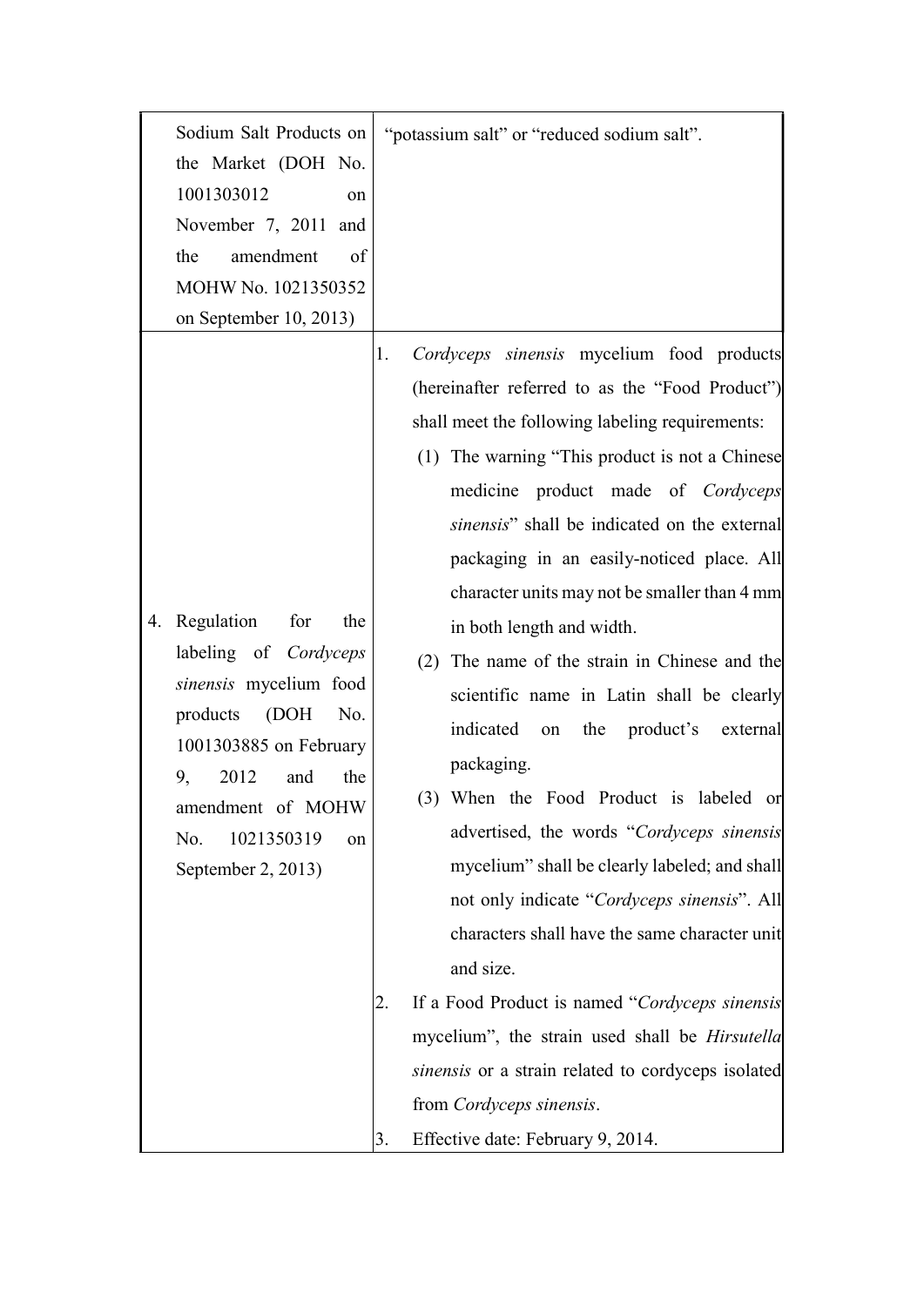| | |
|---|---|
| Sodium Salt Products on the Market (DOH No. 1001303012 on November 7, 2011 and the amendment of MOHW No. 1021350352 on September 10, 2013) | "potassium salt" or "reduced sodium salt". |
| 4. Regulation for the labeling of *Cordyceps sinensis* mycelium food products (DOH No. 1001303885 on February 9, 2012 and the amendment of MOHW No. 1021350319 on September 2, 2013) | 1. *Cordyceps sinensis* mycelium food products (hereinafter referred to as the "Food Product") shall meet the following labeling requirements:<br>(1) The warning "This product is not a Chinese medicine product made of *Cordyceps sinensis*" shall be indicated on the external packaging in an easily-noticed place. All character units may not be smaller than 4 mm in both length and width.<br>(2) The name of the strain in Chinese and the scientific name in Latin shall be clearly indicated on the product's external packaging.<br>(3) When the Food Product is labeled or advertised, the words "*Cordyceps sinensis* mycelium" shall be clearly labeled; and shall not only indicate "*Cordyceps sinensis*". All characters shall have the same character unit and size.<br>2. If a Food Product is named "*Cordyceps sinensis* mycelium", the strain used shall be *Hirsutella sinensis* or a strain related to cordyceps isolated from *Cordyceps sinensis*.<br>3. Effective date: February 9, 2014. |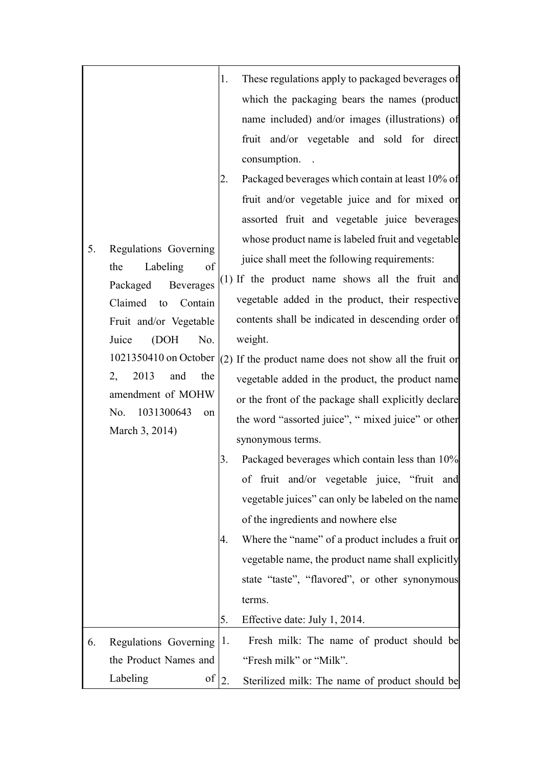| | | |
|---|---|---|
| 5. | Regulations Governing the Labeling of Packaged Beverages Claimed to Contain Fruit and/or Vegetable Juice (DOH No. 1021350410 on October 2, 2013 and the amendment of MOHW No. 1031300643 on March 3, 2014) | 1. These regulations apply to packaged beverages of which the packaging bears the names (product name included) and/or images (illustrations) of fruit and/or vegetable and sold for direct consumption. .<br>2. Packaged beverages which contain at least 10% of fruit and/or vegetable juice and for mixed or assorted fruit and vegetable juice beverages whose product name is labeled fruit and vegetable juice shall meet the following requirements:<br>(1) If the product name shows all the fruit and vegetable added in the product, their respective contents shall be indicated in descending order of weight.<br>(2) If the product name does not show all the fruit or vegetable added in the product, the product name or the front of the package shall explicitly declare the word "assorted juice", " mixed juice" or other synonymous terms.<br>3. Packaged beverages which contain less than 10% of fruit and/or vegetable juice, "fruit and vegetable juices" can only be labeled on the name of the ingredients and nowhere else<br>4. Where the "name" of a product includes a fruit or vegetable name, the product name shall explicitly state "taste", "flavored", or other synonymous terms.<br>5. Effective date: July 1, 2014. |
| 6. | Regulations Governing the Product Names and Labeling of | 1. Fresh milk: The name of product should be "Fresh milk" or "Milk".<br>2. Sterilized milk: The name of product should be |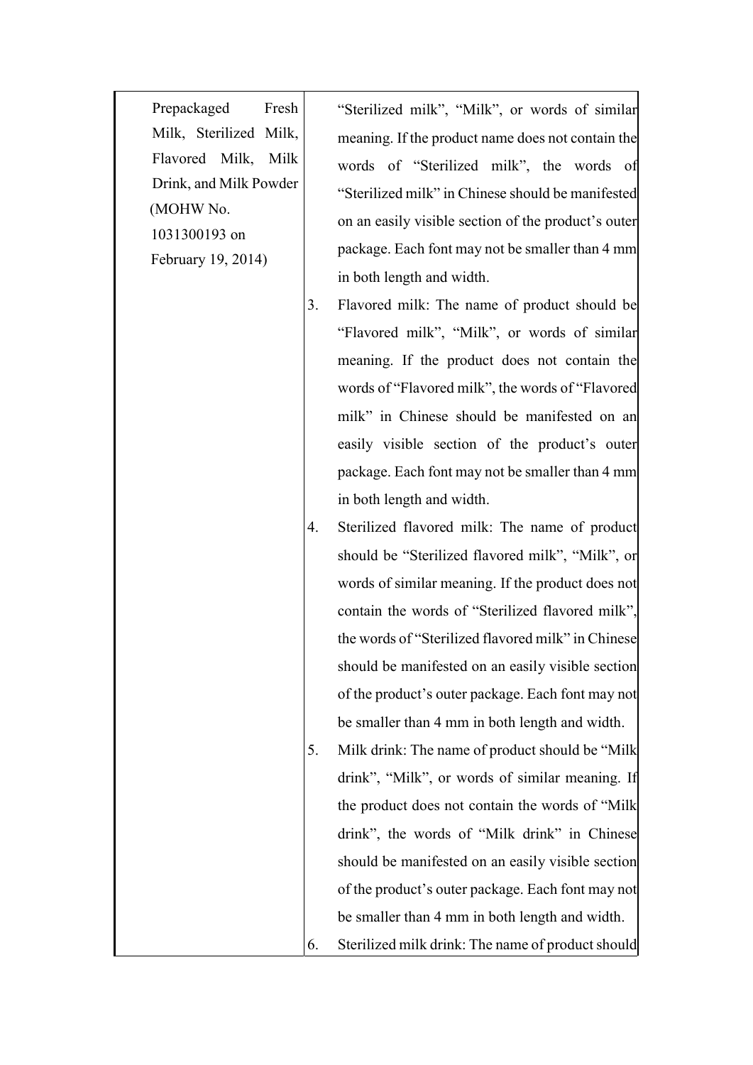| Prepackaged Fresh Milk, Sterilized Milk, Flavored Milk, Milk Drink, and Milk Powder (MOHW No. 1031300193 on February 19, 2014) | "Sterilized milk", "Milk", or words of similar meaning. If the product name does not contain the words of "Sterilized milk", the words of "Sterilized milk" in Chinese should be manifested on an easily visible section of the product's outer package. Each font may not be smaller than 4 mm in both length and width.<br>3. Flavored milk: The name of product should be "Flavored milk", "Milk", or words of similar meaning. If the product does not contain the words of "Flavored milk", the words of "Flavored milk" in Chinese should be manifested on an easily visible section of the product's outer package. Each font may not be smaller than 4 mm in both length and width.<br>4. Sterilized flavored milk: The name of product should be "Sterilized flavored milk", "Milk", or words of similar meaning. If the product does not contain the words of "Sterilized flavored milk", the words of "Sterilized flavored milk" in Chinese should be manifested on an easily visible section of the product's outer package. Each font may not be smaller than 4 mm in both length and width.<br>5. Milk drink: The name of product should be "Milk drink", "Milk", or words of similar meaning. If the product does not contain the words of "Milk drink", the words of "Milk drink" in Chinese should be manifested on an easily visible section of the product's outer package. Each font may not be smaller than 4 mm in both length and width.<br>6. Sterilized milk drink: The name of product should |
|---|---|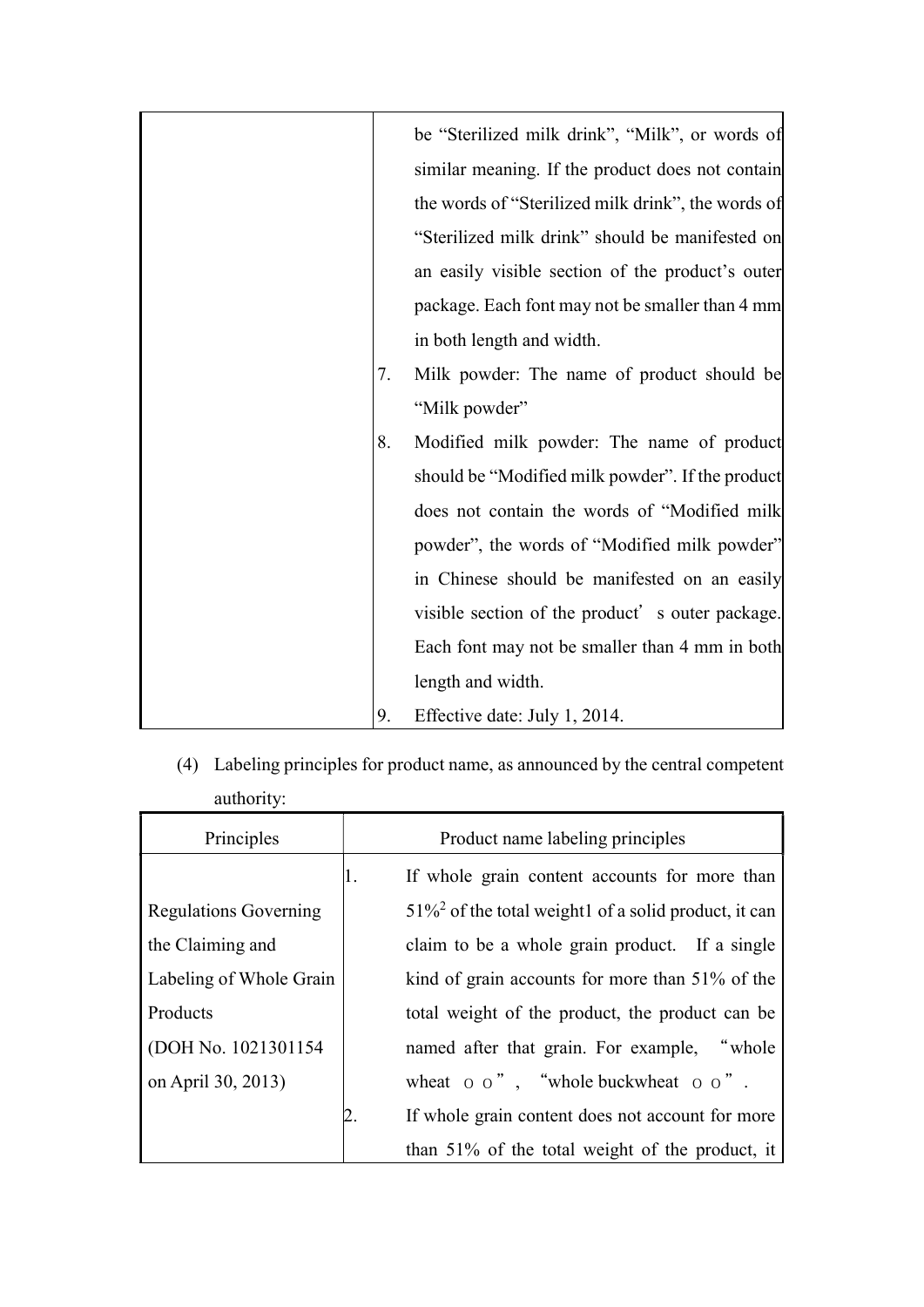|  |  |
|---|---|
|  | be "Sterilized milk drink", "Milk", or words of similar meaning. If the product does not contain the words of "Sterilized milk drink", the words of "Sterilized milk drink" should be manifested on an easily visible section of the product's outer package. Each font may not be smaller than 4 mm in both length and width.<br>7. Milk powder: The name of product should be "Milk powder"<br>8. Modified milk powder: The name of product should be "Modified milk powder". If the product does not contain the words of "Modified milk powder", the words of "Modified milk powder" in Chinese should be manifested on an easily visible section of the product' s outer package. Each font may not be smaller than 4 mm in both length and width.<br>9. Effective date: July 1, 2014. |

(4) Labeling principles for product name, as announced by the central competent authority:

| Principles | Product name labeling principles |
|---|---|
| Regulations Governing the Claiming and Labeling of Whole Grain Products (DOH No. 1021301154 on April 30, 2013) | 1. If whole grain content accounts for more than 51%[2] of the total weight1 of a solid product, it can claim to be a whole grain product. If a single kind of grain accounts for more than 51% of the total weight of the product, the product can be named after that grain. For example, "whole wheat ○○", "whole buckwheat ○○".<br>2. If whole grain content does not account for more than 51% of the total weight of the product, it |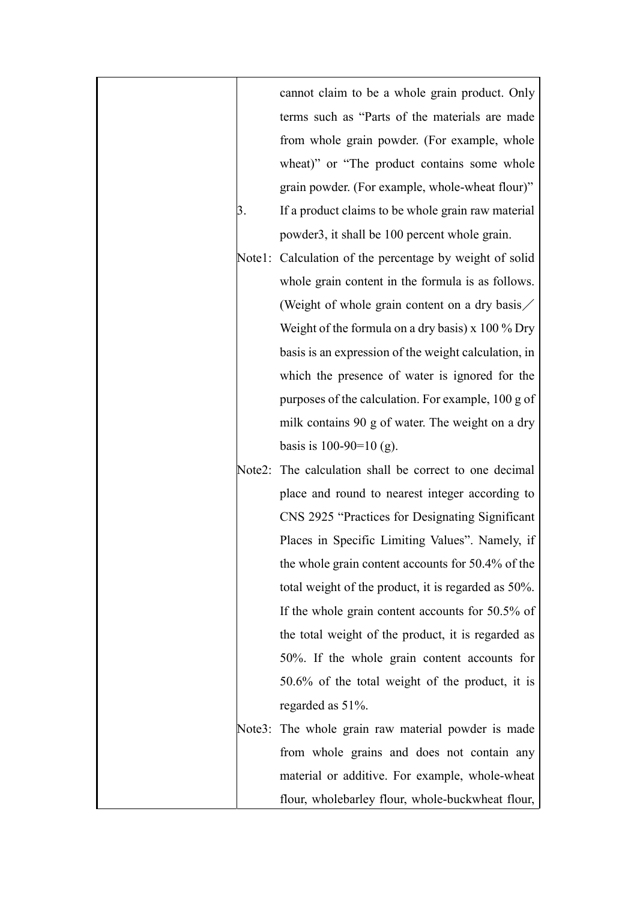| | |
|---|---|
| | cannot claim to be a whole grain product. Only terms such as "Parts of the materials are made from whole grain powder. (For example, whole wheat)" or "The product contains some whole grain powder. (For example, whole-wheat flour)"<br>3. If a product claims to be whole grain raw material powder3, it shall be 100 percent whole grain.<br>Note1: Calculation of the percentage by weight of solid whole grain content in the formula is as follows. (Weight of whole grain content on a dry basis／Weight of the formula on a dry basis) x 100 % Dry basis is an expression of the weight calculation, in which the presence of water is ignored for the purposes of the calculation. For example, 100 g of milk contains 90 g of water. The weight on a dry basis is 100-90=10 (g).<br>Note2: The calculation shall be correct to one decimal place and round to nearest integer according to CNS 2925 "Practices for Designating Significant Places in Specific Limiting Values". Namely, if the whole grain content accounts for 50.4% of the total weight of the product, it is regarded as 50%. If the whole grain content accounts for 50.5% of the total weight of the product, it is regarded as 50%. If the whole grain content accounts for 50.6% of the total weight of the product, it is regarded as 51%.<br>Note3: The whole grain raw material powder is made from whole grains and does not contain any material or additive. For example, whole-wheat flour, wholebarley flour, whole-buckwheat flour, |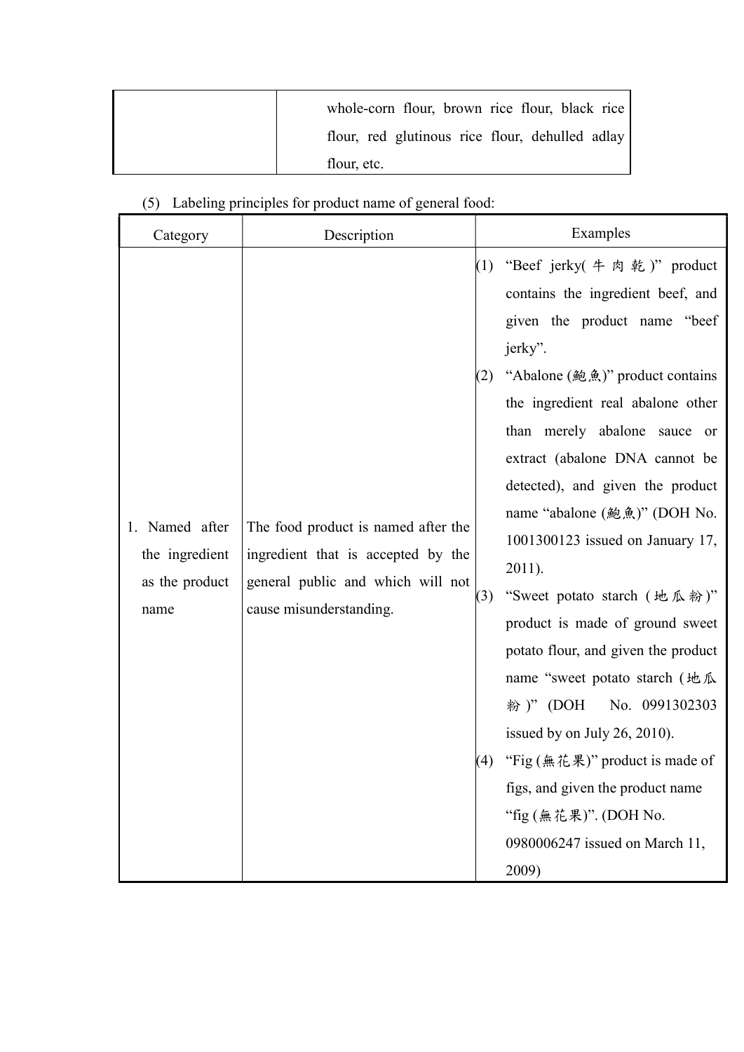| | |
|---|---|
| | whole-corn flour, brown rice flour, black rice flour, red glutinous rice flour, dehulled adlay flour, etc. |

(5) Labeling principles for product name of general food:

| Category | Description | Examples |
|---|---|---|
| 1. Named after the ingredient as the product name | The food product is named after the ingredient that is accepted by the general public and which will not cause misunderstanding. | (1) "Beef jerky(牛肉乾)" product contains the ingredient beef, and given the product name "beef jerky".<br>(2) "Abalone (鮑魚)" product contains the ingredient real abalone other than merely abalone sauce or extract (abalone DNA cannot be detected), and given the product name "abalone (鮑魚)" (DOH No. 1001300123 issued on January 17, 2011).<br>(3) "Sweet potato starch (地瓜粉)" product is made of ground sweet potato flour, and given the product name "sweet potato starch (地瓜粉)" (DOH No. 0991302303 issued by on July 26, 2010).<br>(4) "Fig (無花果)" product is made of figs, and given the product name "fig (無花果)". (DOH No. 0980006247 issued on March 11, 2009) |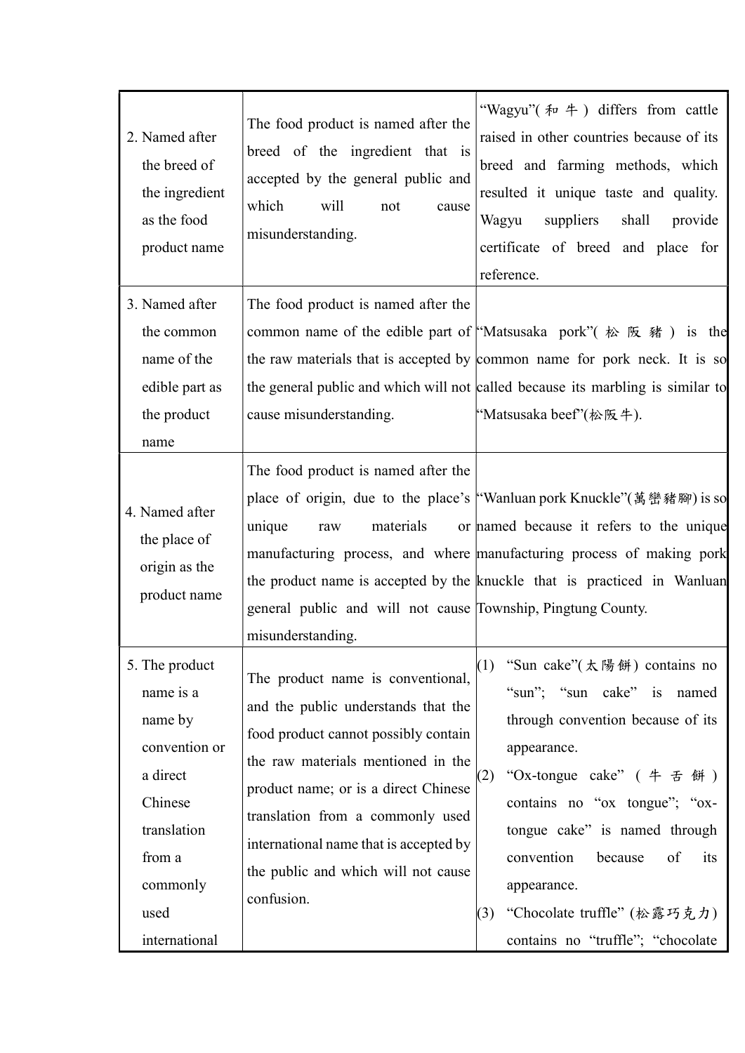| | | |
|---|---|---|
| 2. Named after the breed of the ingredient as the food product name | The food product is named after the breed of the ingredient that is accepted by the general public and which will not cause misunderstanding. | "Wagyu"(和牛) differs from cattle raised in other countries because of its breed and farming methods, which resulted it unique taste and quality. Wagyu suppliers shall provide certificate of breed and place for reference. |
| 3. Named after the common name of the edible part as the product name | The food product is named after the common name of the edible part of the raw materials that is accepted by the general public and which will not cause misunderstanding. | "Matsusaka pork"(松阪豬) is the common name for pork neck. It is so called because its marbling is similar to "Matsusaka beef"(松阪牛). |
| 4. Named after the place of origin as the product name | The food product is named after the place of origin, due to the place's unique raw materials or manufacturing process, and where the product name is accepted by the general public and will not cause misunderstanding. | "Wanluan pork Knuckle"(萬巒豬腳) is so named because it refers to the unique manufacturing process of making pork knuckle that is practiced in Wanluan Township, Pingtung County. |
| 5. The product name is a name by convention or a direct Chinese translation from a commonly used international | The product name is conventional, and the public understands that the food product cannot possibly contain the raw materials mentioned in the product name; or is a direct Chinese translation from a commonly used international name that is accepted by the public and which will not cause confusion. | (1) "Sun cake"(太陽餅) contains no "sun"; "sun cake" is named through convention because of its appearance.<br>(2) "Ox-tongue cake" (牛舌餅) contains no "ox tongue"; "ox-tongue cake" is named through convention because of its appearance.<br>(3) "Chocolate truffle" (松露巧克力) contains no "truffle"; "chocolate |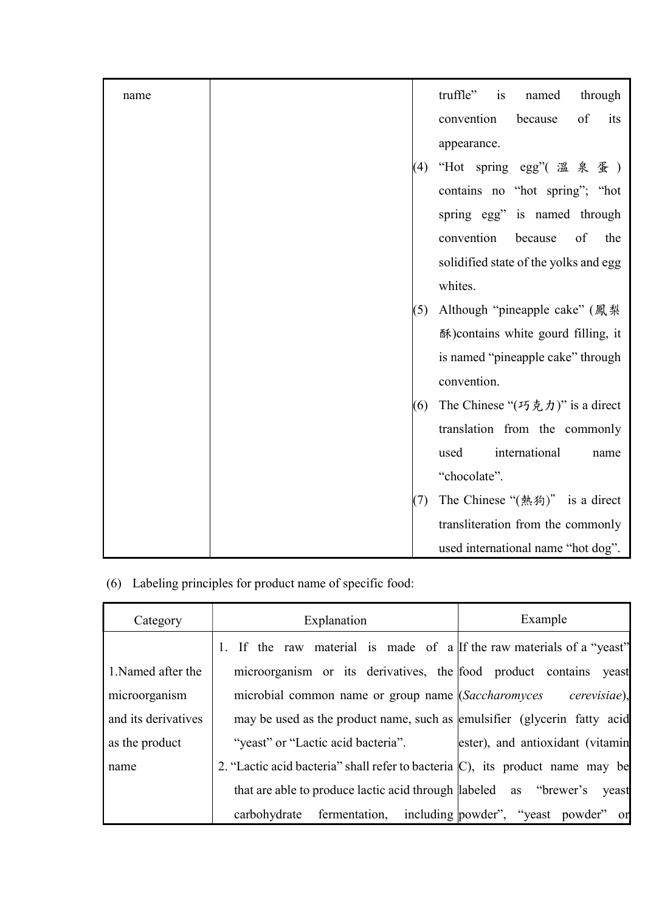| name | | truffle" is named through convention because of its appearance.<br>(4) "Hot spring egg"(温泉蛋) contains no "hot spring"; "hot spring egg" is named through convention because of the solidified state of the yolks and egg whites.<br>(5) Although "pineapple cake" (鳳梨酥)contains white gourd filling, it is named "pineapple cake" through convention.<br>(6) The Chinese "(巧克力)" is a direct translation from the commonly used international name "chocolate".<br>(7) The Chinese "(熱狗)" is a direct transliteration from the commonly used international name "hot dog". |
|---|---|---|

(6) Labeling principles for product name of specific food:

| Category | Explanation | Example |
|---|---|---|
| 1.Named after the microorganism and its derivatives as the product name | 1. If the raw material is made of a microorganism or its derivatives, the microbial common name or group name may be used as the product name, such as "yeast" or "Lactic acid bacteria".<br>2. "Lactic acid bacteria" shall refer to bacteria that are able to produce lactic acid through carbohydrate fermentation, including | If the raw materials of a "yeast" food product contains yeast (*Saccharomyces cerevisiae*), emulsifier (glycerin fatty acid ester), and antioxidant (vitamin C), its product name may be labeled as "brewer's yeast powder", "yeast powder" or |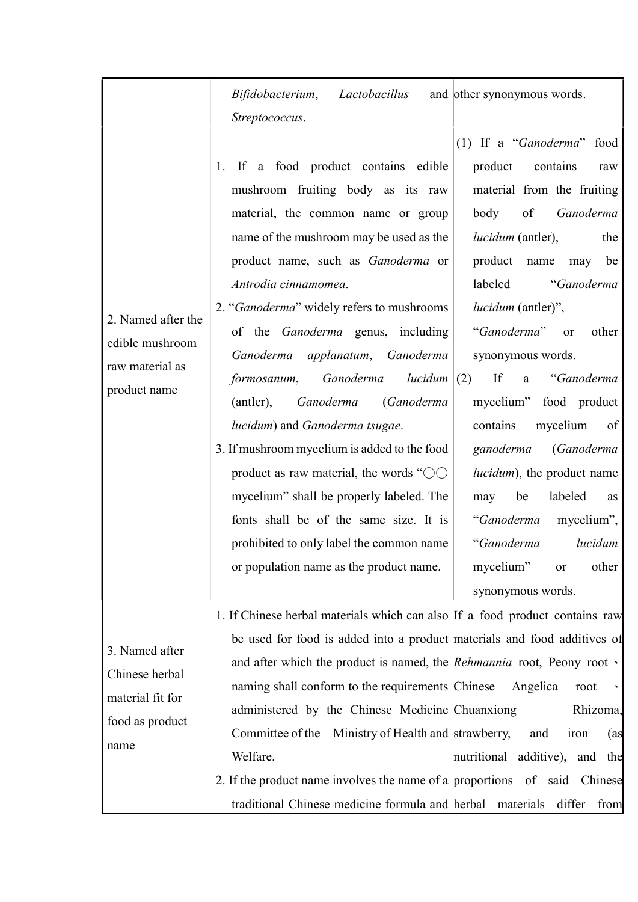|  |  |  |
|---|---|---|
|  | *Bifidobacterium*, *Lactobacillus* and *Streptococcus*. | other synonymous words. |
| 2. Named after the edible mushroom raw material as product name | 1. If a food product contains edible mushroom fruiting body as its raw material, the common name or group name of the mushroom may be used as the product name, such as *Ganoderma* or *Antrodia cinnamomea*.<br>2. "*Ganoderma*" widely refers to mushrooms of the *Ganoderma* genus, including *Ganoderma applanatum*, *Ganoderma formosanum*, *Ganoderma lucidum* (antler), *Ganoderma* (*Ganoderma lucidum*) and *Ganoderma tsugae*.<br>3. If mushroom mycelium is added to the food product as raw material, the words "○○ mycelium" shall be properly labeled. The fonts shall be of the same size. It is prohibited to only label the common name or population name as the product name. | (1) If a "*Ganoderma*" food product contains raw material from the fruiting body of *Ganoderma lucidum* (antler), the product name may be labeled "*Ganoderma lucidum* (antler)", "*Ganoderma*" or other synonymous words.<br>(2) If a "*Ganoderma* mycelium" food product contains mycelium of *ganoderma* (*Ganoderma lucidum*), the product name may be labeled as "*Ganoderma* mycelium", "*Ganoderma lucidum* mycelium" or other synonymous words. |
| 3. Named after Chinese herbal material fit for food as product name | 1. If Chinese herbal materials which can also be used for food is added into a product and after which the product is named, the naming shall conform to the requirements administered by the Chinese Medicine Committee of the Ministry of Health and Welfare.<br>2. If the product name involves the name of a traditional Chinese medicine formula and | If a food product contains raw materials and food additives of *Rehmannia* root, Peony root、Chinese Angelica root 、Chuanxiong Rhizoma, strawberry, and iron (as nutritional additive), and the proportions of said Chinese herbal materials differ from |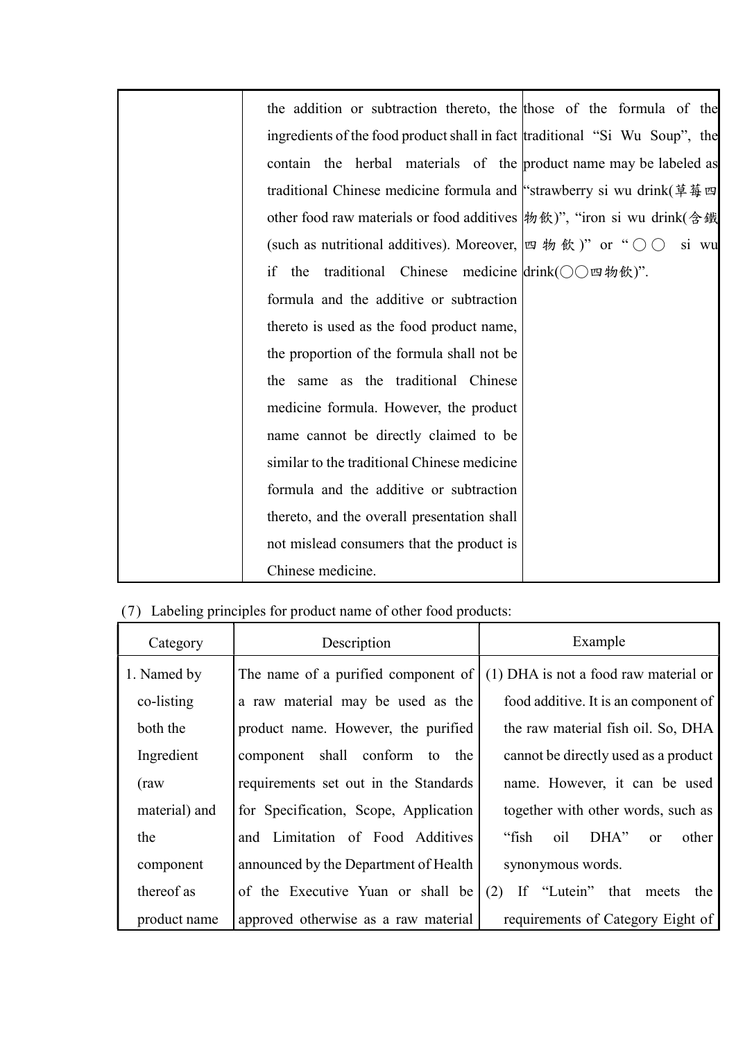| | | |
|---|---|---|
| | the addition or subtraction thereto, the ingredients of the food product shall in fact contain the herbal materials of the traditional Chinese medicine formula and other food raw materials or food additives (such as nutritional additives). Moreover, if the traditional Chinese medicine formula and the additive or subtraction thereto is used as the food product name, the proportion of the formula shall not be the same as the traditional Chinese medicine formula. However, the product name cannot be directly claimed to be similar to the traditional Chinese medicine formula and the additive or subtraction thereto, and the overall presentation shall not mislead consumers that the product is Chinese medicine. | those of the formula of the traditional "Si Wu Soup", the product name may be labeled as "strawberry si wu drink(草莓四物飲)", "iron si wu drink(含鐵四物飲)" or "○○ si wu drink(○○四物飲)". |

(7) Labeling principles for product name of other food products:

| Category | Description | Example |
|---|---|---|
| 1. Named by co-listing both the Ingredient (raw material) and the component thereof as product name | The name of a purified component of a raw material may be used as the product name. However, the purified component shall conform to the requirements set out in the Standards for Specification, Scope, Application and Limitation of Food Additives announced by the Department of Health of the Executive Yuan or shall be approved otherwise as a raw material | (1) DHA is not a food raw material or food additive. It is an component of the raw material fish oil. So, DHA cannot be directly used as a product name. However, it can be used together with other words, such as "fish oil DHA" or other synonymous words.<br>(2) If "Lutein" that meets the requirements of Category Eight of |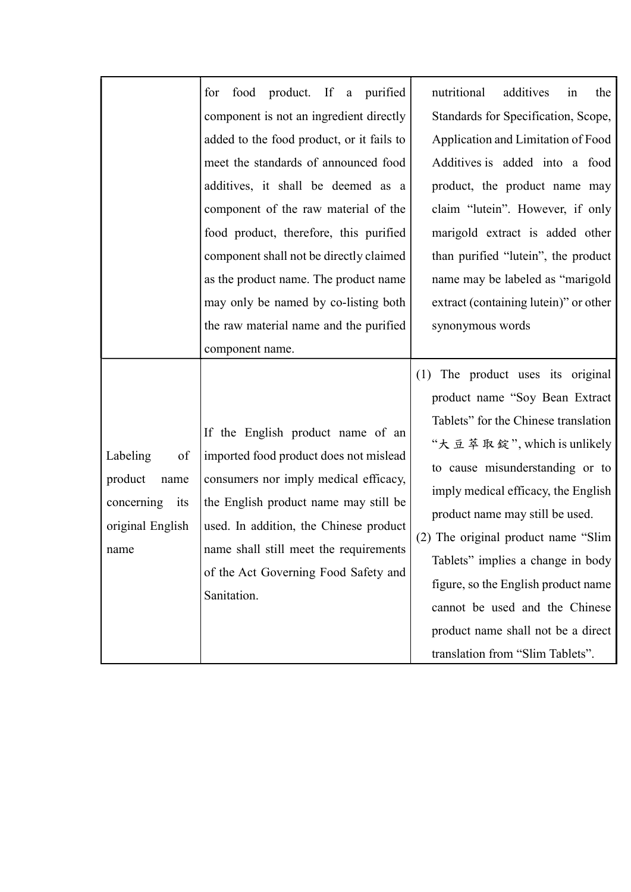| | | |
|---|---|---|
| | for food product. If a purified component is not an ingredient directly added to the food product, or it fails to meet the standards of announced food additives, it shall be deemed as a component of the raw material of the food product, therefore, this purified component shall not be directly claimed as the product name. The product name may only be named by co-listing both the raw material name and the purified component name. | nutritional additives in the Standards for Specification, Scope, Application and Limitation of Food Additives is added into a food product, the product name may claim "lutein". However, if only marigold extract is added other than purified "lutein", the product name may be labeled as "marigold extract (containing lutein)" or other synonymous words |
| Labeling of product name concerning its original English name | If the English product name of an imported food product does not mislead consumers nor imply medical efficacy, the English product name may still be used. In addition, the Chinese product name shall still meet the requirements of the Act Governing Food Safety and Sanitation. | (1) The product uses its original product name "Soy Bean Extract Tablets" for the Chinese translation "大豆萃取錠", which is unlikely to cause misunderstanding or to imply medical efficacy, the English product name may still be used.<br>(2) The original product name "Slim Tablets" implies a change in body figure, so the English product name cannot be used and the Chinese product name shall not be a direct translation from "Slim Tablets". |